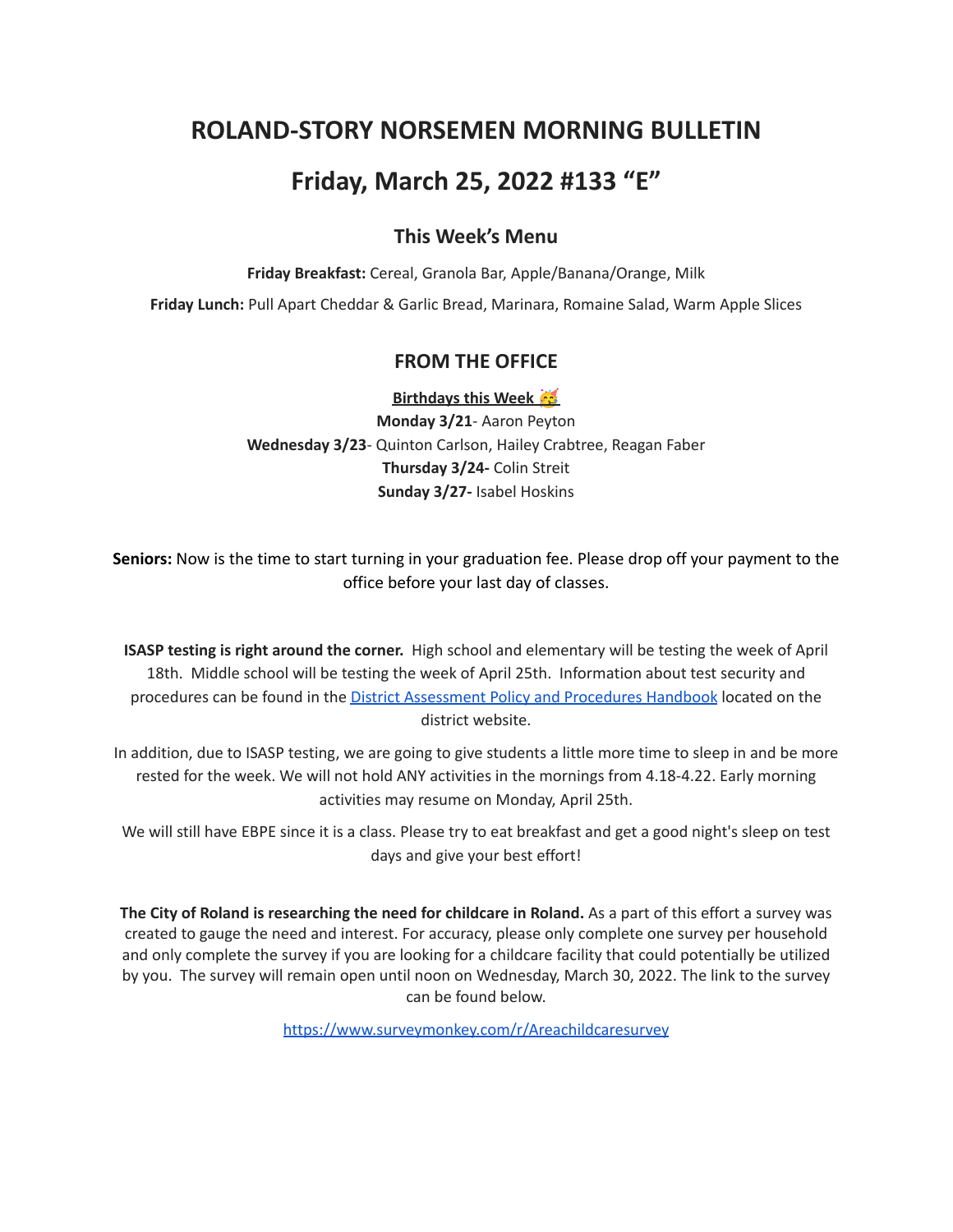# ROLAND-STORY NORSEMEN MORNING BULLETIN

# Friday, March 25, 2022 #133 "E"

### This Week's Menu

**Friday Breakfast:** Cereal, Granola Bar, Apple/Banana/Orange, Milk

**Friday Lunch:** Pull Apart Cheddar & Garlic Bread, Marinara, Romaine Salad, Warm Apple Slices

### FROM THE OFFICE

**Birthdays this Week 🥳**

**Monday 3/21**- Aaron Peyton
**Wednesday 3/23**- Quinton Carlson, Hailey Crabtree, Reagan Faber
**Thursday 3/24-** Colin Streit
**Sunday 3/27-** Isabel Hoskins

**Seniors:** Now is the time to start turning in your graduation fee. Please drop off your payment to the office before your last day of classes.

**ISASP testing is right around the corner.** High school and elementary will be testing the week of April 18th. Middle school will be testing the week of April 25th. Information about test security and procedures can be found in the [District Assessment Policy and Procedures Handbook]() located on the district website.

In addition, due to ISASP testing, we are going to give students a little more time to sleep in and be more rested for the week. We will not hold ANY activities in the mornings from 4.18-4.22. Early morning activities may resume on Monday, April 25th.

We will still have EBPE since it is a class. Please try to eat breakfast and get a good night's sleep on test days and give your best effort!

**The City of Roland is researching the need for childcare in Roland.** As a part of this effort a survey was created to gauge the need and interest. For accuracy, please only complete one survey per household and only complete the survey if you are looking for a childcare facility that could potentially be utilized by you. The survey will remain open until noon on Wednesday, March 30, 2022. The link to the survey can be found below.

https://www.surveymonkey.com/r/Areachildcaresurvey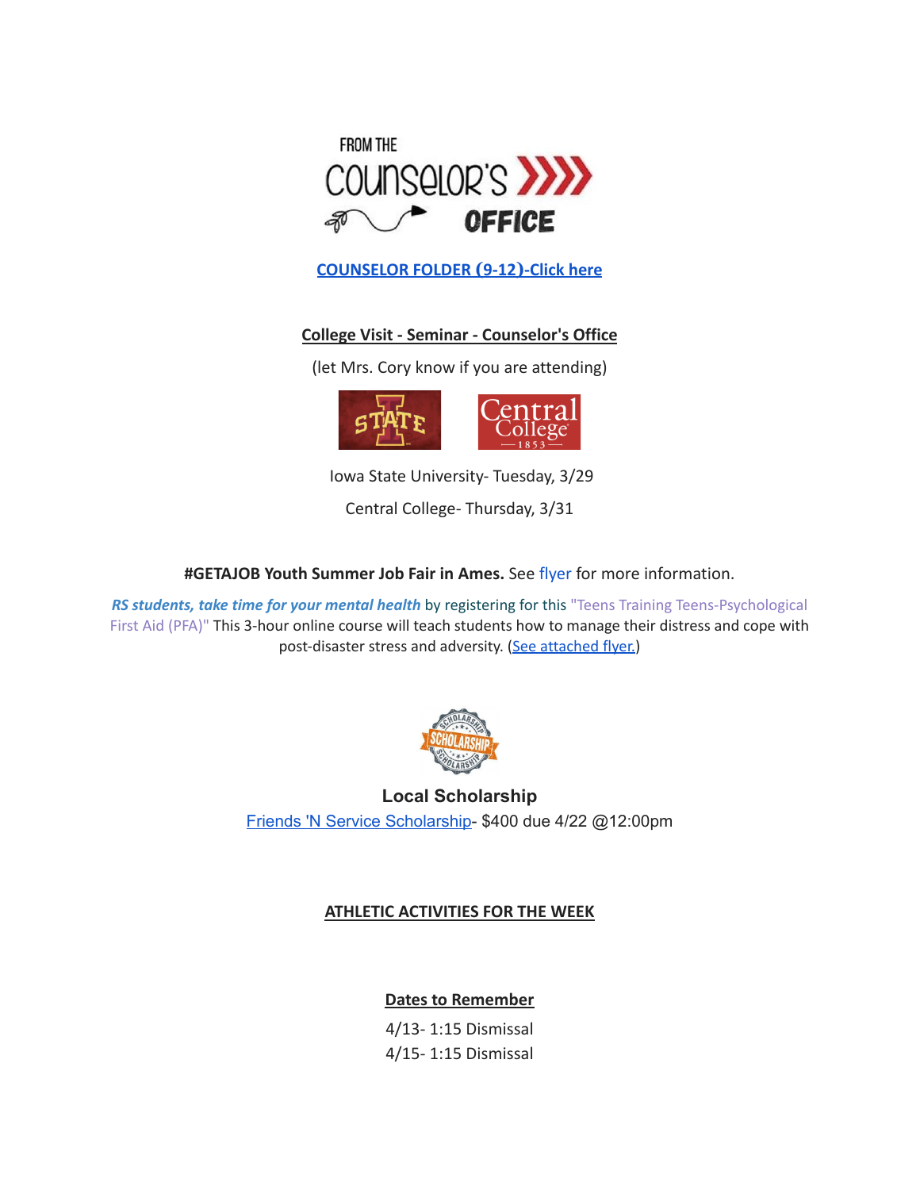FROM THE COUNSELOR'S OFFICE

**COUNSELOR FOLDER (9-12)-Click here**

**College Visit - Seminar - Counselor's Office**

(let Mrs. Cory know if you are attending)

Iowa State University- Tuesday, 3/29

Central College- Thursday, 3/31

**#GETAJOB Youth Summer Job Fair in Ames.** See flyer for more information.

***RS students, take time for your mental health*** by registering for this "Teens Training Teens-Psychological First Aid (PFA)" This 3-hour online course will teach students how to manage their distress and cope with post-disaster stress and adversity. (See attached flyer.)

**Local Scholarship**

Friends 'N Service Scholarship- $400 due 4/22 @12:00pm

**ATHLETIC ACTIVITIES FOR THE WEEK**

**Dates to Remember**

4/13- 1:15 Dismissal

4/15- 1:15 Dismissal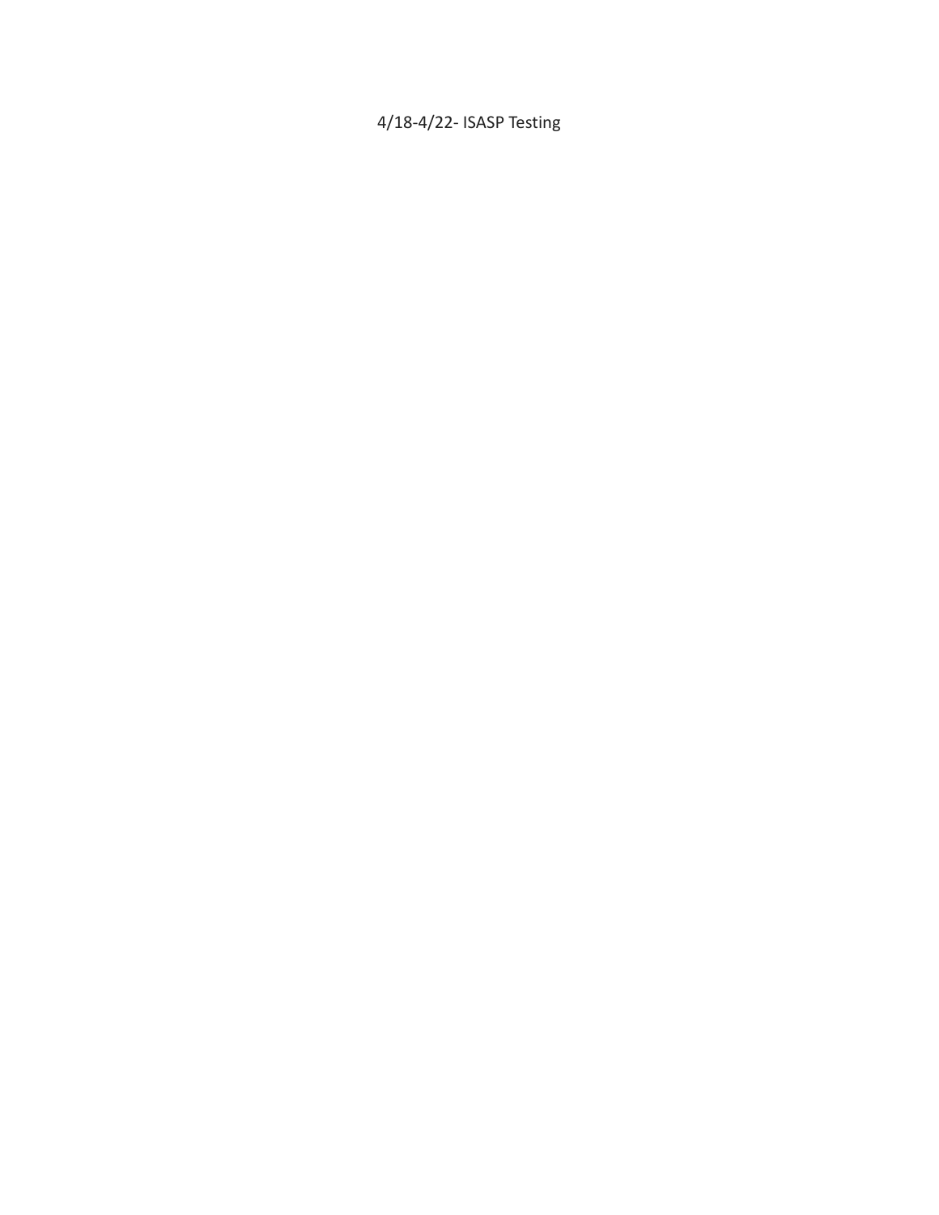4/18-4/22- ISASP Testing